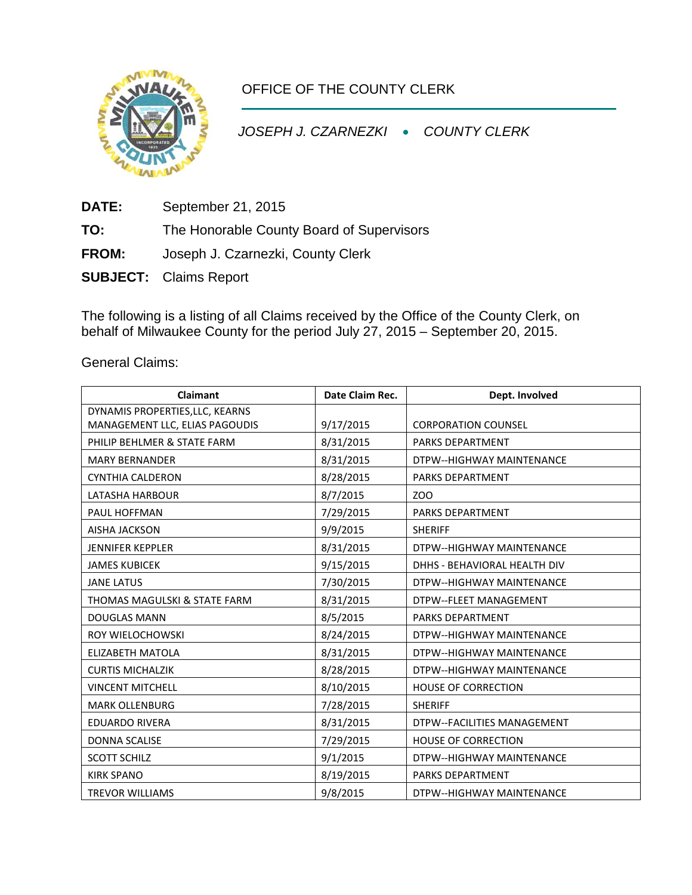# OFFICE OF THE COUNTY CLERK

*JOSEPH J. CZARNEZKI • COUNTY CLERK*

**DATE:** September 21, 2015

**TO:** The Honorable County Board of Supervisors

**FROM:** Joseph J. Czarnezki, County Clerk

**SUBJECT:** Claims Report

The following is a listing of all Claims received by the Office of the County Clerk, on behalf of Milwaukee County for the period July 27, 2015 – September 20, 2015.

General Claims:

| Claimant | Date Claim Rec. | Dept. Involved |
|---|---|---|
| DYNAMIS PROPERTIES,LLC, KEARNS MANAGEMENT LLC, ELIAS PAGOUDIS | 9/17/2015 | CORPORATION COUNSEL |
| PHILIP BEHLMER & STATE FARM | 8/31/2015 | PARKS DEPARTMENT |
| MARY BERNANDER | 8/31/2015 | DTPW--HIGHWAY MAINTENANCE |
| CYNTHIA CALDERON | 8/28/2015 | PARKS DEPARTMENT |
| LATASHA HARBOUR | 8/7/2015 | ZOO |
| PAUL HOFFMAN | 7/29/2015 | PARKS DEPARTMENT |
| AISHA JACKSON | 9/9/2015 | SHERIFF |
| JENNIFER KEPPLER | 8/31/2015 | DTPW--HIGHWAY MAINTENANCE |
| JAMES KUBICEK | 9/15/2015 | DHHS - BEHAVIORAL HEALTH DIV |
| JANE LATUS | 7/30/2015 | DTPW--HIGHWAY MAINTENANCE |
| THOMAS MAGULSKI & STATE FARM | 8/31/2015 | DTPW--FLEET MANAGEMENT |
| DOUGLAS MANN | 8/5/2015 | PARKS DEPARTMENT |
| ROY WIELOCHOWSKI | 8/24/2015 | DTPW--HIGHWAY MAINTENANCE |
| ELIZABETH MATOLA | 8/31/2015 | DTPW--HIGHWAY MAINTENANCE |
| CURTIS MICHALZIK | 8/28/2015 | DTPW--HIGHWAY MAINTENANCE |
| VINCENT MITCHELL | 8/10/2015 | HOUSE OF CORRECTION |
| MARK OLLENBURG | 7/28/2015 | SHERIFF |
| EDUARDO RIVERA | 8/31/2015 | DTPW--FACILITIES MANAGEMENT |
| DONNA SCALISE | 7/29/2015 | HOUSE OF CORRECTION |
| SCOTT SCHILZ | 9/1/2015 | DTPW--HIGHWAY MAINTENANCE |
| KIRK SPANO | 8/19/2015 | PARKS DEPARTMENT |
| TREVOR WILLIAMS | 9/8/2015 | DTPW--HIGHWAY MAINTENANCE |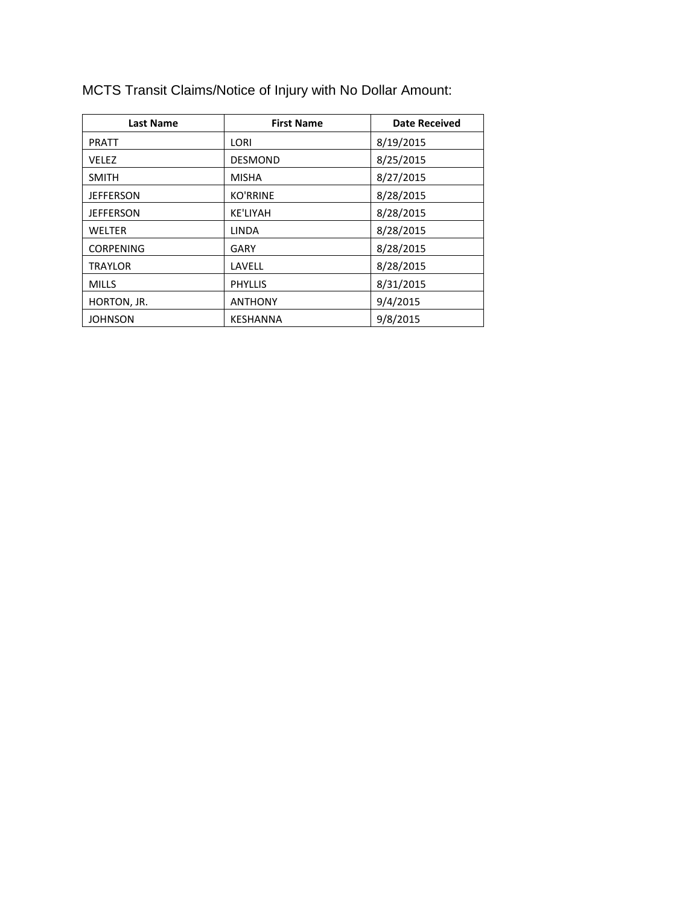MCTS Transit Claims/Notice of Injury with No Dollar Amount:

| Last Name | First Name | Date Received |
| --- | --- | --- |
| PRATT | LORI | 8/19/2015 |
| VELEZ | DESMOND | 8/25/2015 |
| SMITH | MISHA | 8/27/2015 |
| JEFFERSON | KO'RRINE | 8/28/2015 |
| JEFFERSON | KE'LIYAH | 8/28/2015 |
| WELTER | LINDA | 8/28/2015 |
| CORPENING | GARY | 8/28/2015 |
| TRAYLOR | LAVELL | 8/28/2015 |
| MILLS | PHYLLIS | 8/31/2015 |
| HORTON, JR. | ANTHONY | 9/4/2015 |
| JOHNSON | KESHANNA | 9/8/2015 |